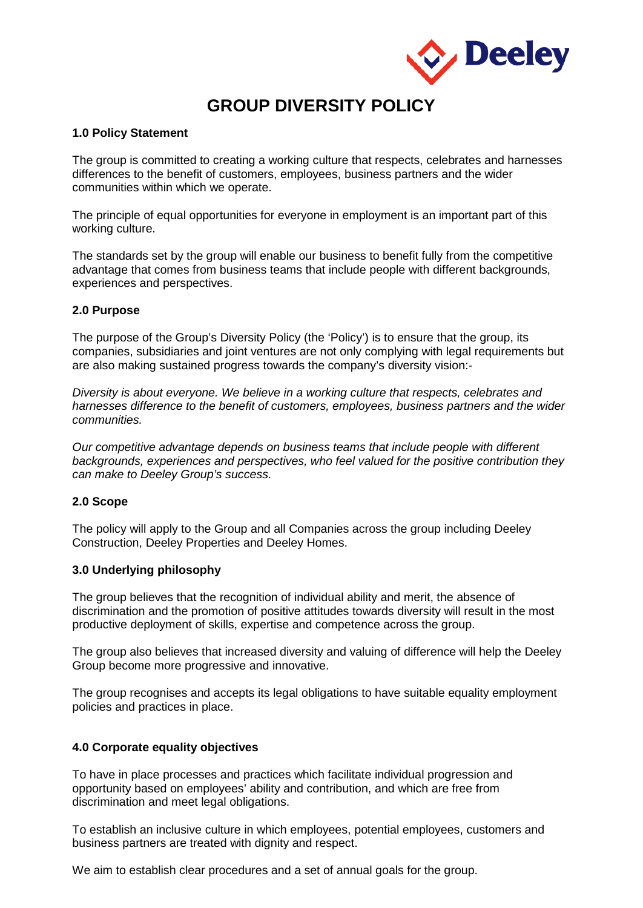# GROUP DIVERSITY POLICY

### 1.0 Policy Statement

The group is committed to creating a working culture that respects, celebrates and harnesses differences to the benefit of customers, employees, business partners and the wider communities within which we operate.

The principle of equal opportunities for everyone in employment is an important part of this working culture.

The standards set by the group will enable our business to benefit fully from the competitive advantage that comes from business teams that include people with different backgrounds, experiences and perspectives.

### 2.0 Purpose

The purpose of the Group's Diversity Policy (the 'Policy') is to ensure that the group, its companies, subsidiaries and joint ventures are not only complying with legal requirements but are also making sustained progress towards the company's diversity vision:-

*Diversity is about everyone. We believe in a working culture that respects, celebrates and harnesses difference to the benefit of customers, employees, business partners and the wider communities.*

*Our competitive advantage depends on business teams that include people with different backgrounds, experiences and perspectives, who feel valued for the positive contribution they can make to Deeley Group's success.*

### 2.0 Scope

The policy will apply to the Group and all Companies across the group including Deeley Construction, Deeley Properties and Deeley Homes.

### 3.0 Underlying philosophy

The group believes that the recognition of individual ability and merit, the absence of discrimination and the promotion of positive attitudes towards diversity will result in the most productive deployment of skills, expertise and competence across the group.

The group also believes that increased diversity and valuing of difference will help the Deeley Group become more progressive and innovative.

The group recognises and accepts its legal obligations to have suitable equality employment policies and practices in place.

### 4.0 Corporate equality objectives

To have in place processes and practices which facilitate individual progression and opportunity based on employees' ability and contribution, and which are free from discrimination and meet legal obligations.

To establish an inclusive culture in which employees, potential employees, customers and business partners are treated with dignity and respect.

We aim to establish clear procedures and a set of annual goals for the group.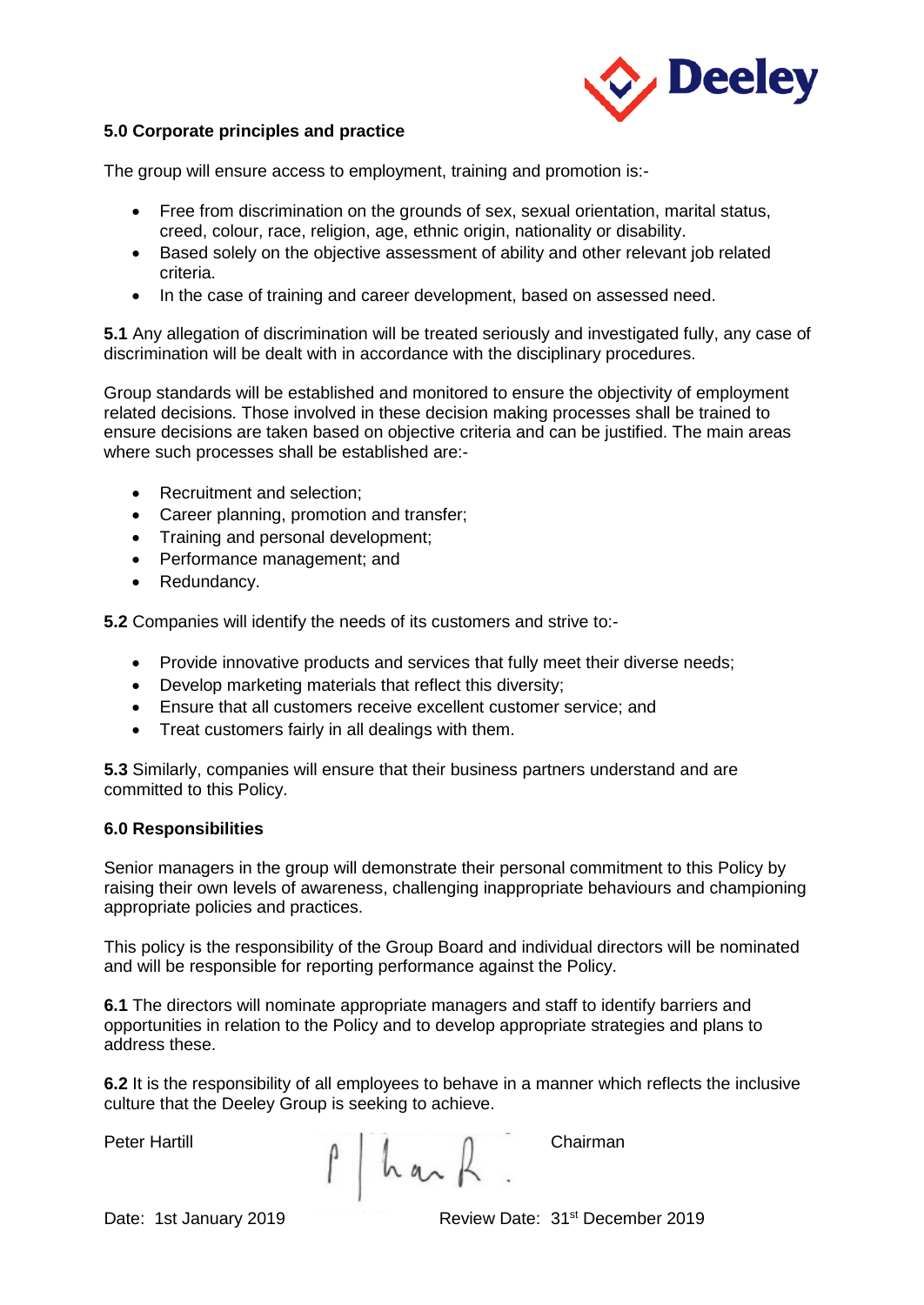**5.0 Corporate principles and practice**

The group will ensure access to employment, training and promotion is:-

- Free from discrimination on the grounds of sex, sexual orientation, marital status, creed, colour, race, religion, age, ethnic origin, nationality or disability.
- Based solely on the objective assessment of ability and other relevant job related criteria.
- In the case of training and career development, based on assessed need.

**5.1** Any allegation of discrimination will be treated seriously and investigated fully, any case of discrimination will be dealt with in accordance with the disciplinary procedures.

Group standards will be established and monitored to ensure the objectivity of employment related decisions. Those involved in these decision making processes shall be trained to ensure decisions are taken based on objective criteria and can be justified. The main areas where such processes shall be established are:-

- Recruitment and selection;
- Career planning, promotion and transfer;
- Training and personal development;
- Performance management; and
- Redundancy.

**5.2** Companies will identify the needs of its customers and strive to:-

- Provide innovative products and services that fully meet their diverse needs;
- Develop marketing materials that reflect this diversity;
- Ensure that all customers receive excellent customer service; and
- Treat customers fairly in all dealings with them.

**5.3** Similarly, companies will ensure that their business partners understand and are committed to this Policy.

**6.0 Responsibilities**

Senior managers in the group will demonstrate their personal commitment to this Policy by raising their own levels of awareness, challenging inappropriate behaviours and championing appropriate policies and practices.

This policy is the responsibility of the Group Board and individual directors will be nominated and will be responsible for reporting performance against the Policy.

**6.1** The directors will nominate appropriate managers and staff to identify barriers and opportunities in relation to the Policy and to develop appropriate strategies and plans to address these.

**6.2** It is the responsibility of all employees to behave in a manner which reflects the inclusive culture that the Deeley Group is seeking to achieve.

Peter Hartill Chairman

Date: 1st January 2019 Review Date: 31st December 2019